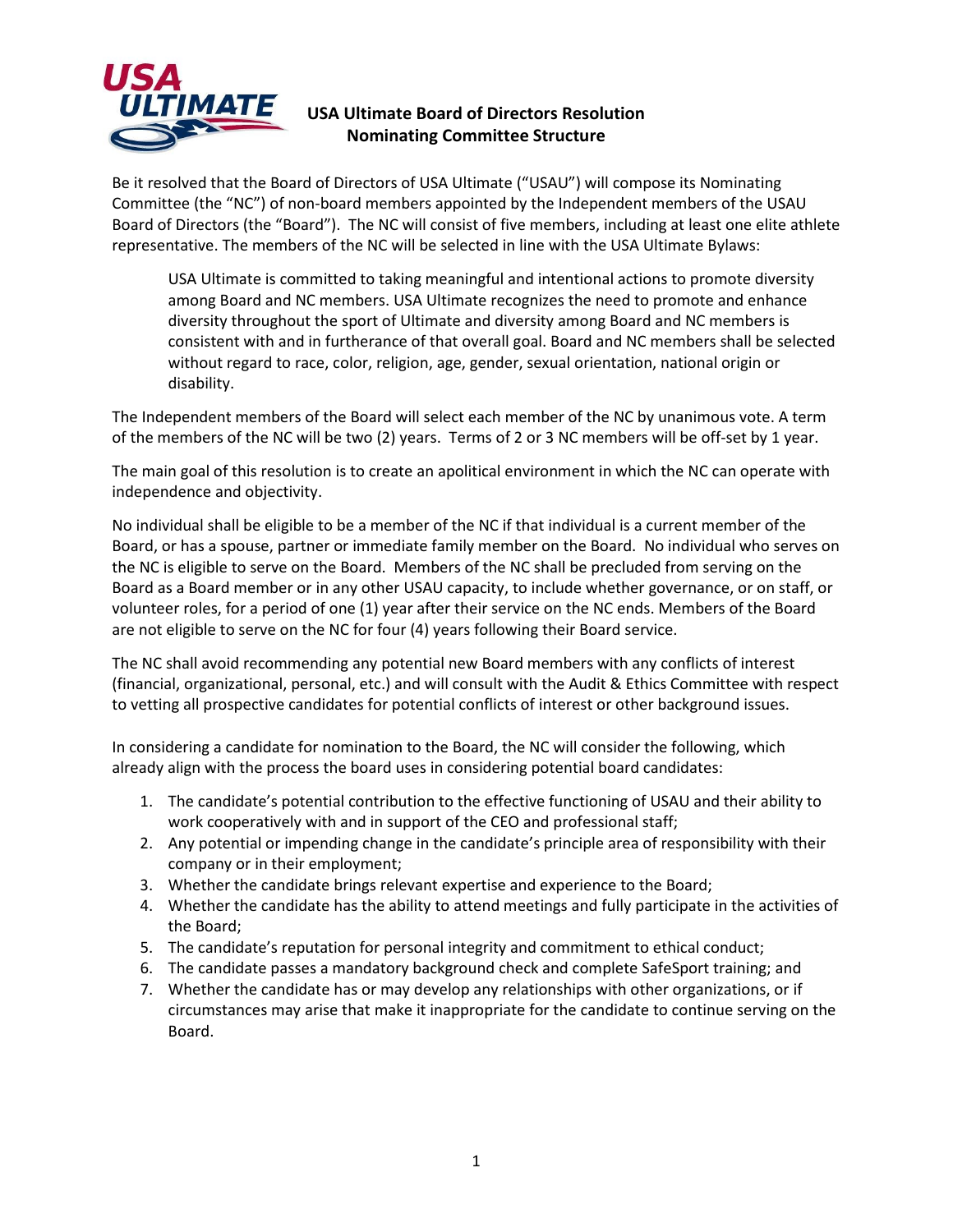# USA Ultimate Board of Directors Resolution
## Nominating Committee Structure

Be it resolved that the Board of Directors of USA Ultimate ("USAU") will compose its Nominating Committee (the "NC") of non-board members appointed by the Independent members of the USAU Board of Directors (the "Board"). The NC will consist of five members, including at least one elite athlete representative. The members of the NC will be selected in line with the USA Ultimate Bylaws:

> USA Ultimate is committed to taking meaningful and intentional actions to promote diversity among Board and NC members. USA Ultimate recognizes the need to promote and enhance diversity throughout the sport of Ultimate and diversity among Board and NC members is consistent with and in furtherance of that overall goal. Board and NC members shall be selected without regard to race, color, religion, age, gender, sexual orientation, national origin or disability.

The Independent members of the Board will select each member of the NC by unanimous vote. A term of the members of the NC will be two (2) years. Terms of 2 or 3 NC members will be off-set by 1 year.

The main goal of this resolution is to create an apolitical environment in which the NC can operate with independence and objectivity.

No individual shall be eligible to be a member of the NC if that individual is a current member of the Board, or has a spouse, partner or immediate family member on the Board. No individual who serves on the NC is eligible to serve on the Board. Members of the NC shall be precluded from serving on the Board as a Board member or in any other USAU capacity, to include whether governance, or on staff, or volunteer roles, for a period of one (1) year after their service on the NC ends. Members of the Board are not eligible to serve on the NC for four (4) years following their Board service.

The NC shall avoid recommending any potential new Board members with any conflicts of interest (financial, organizational, personal, etc.) and will consult with the Audit & Ethics Committee with respect to vetting all prospective candidates for potential conflicts of interest or other background issues.

In considering a candidate for nomination to the Board, the NC will consider the following, which already align with the process the board uses in considering potential board candidates:

1. The candidate's potential contribution to the effective functioning of USAU and their ability to work cooperatively with and in support of the CEO and professional staff;
2. Any potential or impending change in the candidate's principle area of responsibility with their company or in their employment;
3. Whether the candidate brings relevant expertise and experience to the Board;
4. Whether the candidate has the ability to attend meetings and fully participate in the activities of the Board;
5. The candidate's reputation for personal integrity and commitment to ethical conduct;
6. The candidate passes a mandatory background check and complete SafeSport training; and
7. Whether the candidate has or may develop any relationships with other organizations, or if circumstances may arise that make it inappropriate for the candidate to continue serving on the Board.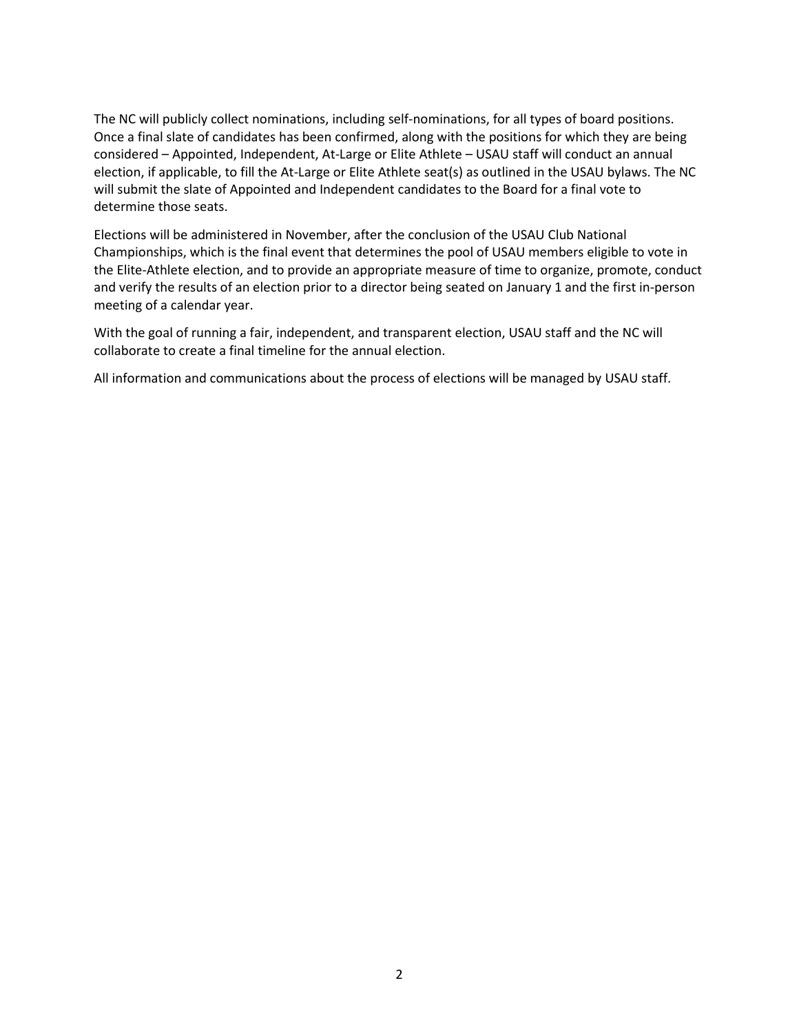The NC will publicly collect nominations, including self-nominations, for all types of board positions. Once a final slate of candidates has been confirmed, along with the positions for which they are being considered – Appointed, Independent, At-Large or Elite Athlete – USAU staff will conduct an annual election, if applicable, to fill the At-Large or Elite Athlete seat(s) as outlined in the USAU bylaws. The NC will submit the slate of Appointed and Independent candidates to the Board for a final vote to determine those seats.

Elections will be administered in November, after the conclusion of the USAU Club National Championships, which is the final event that determines the pool of USAU members eligible to vote in the Elite-Athlete election, and to provide an appropriate measure of time to organize, promote, conduct and verify the results of an election prior to a director being seated on January 1 and the first in-person meeting of a calendar year.

With the goal of running a fair, independent, and transparent election, USAU staff and the NC will collaborate to create a final timeline for the annual election.

All information and communications about the process of elections will be managed by USAU staff.